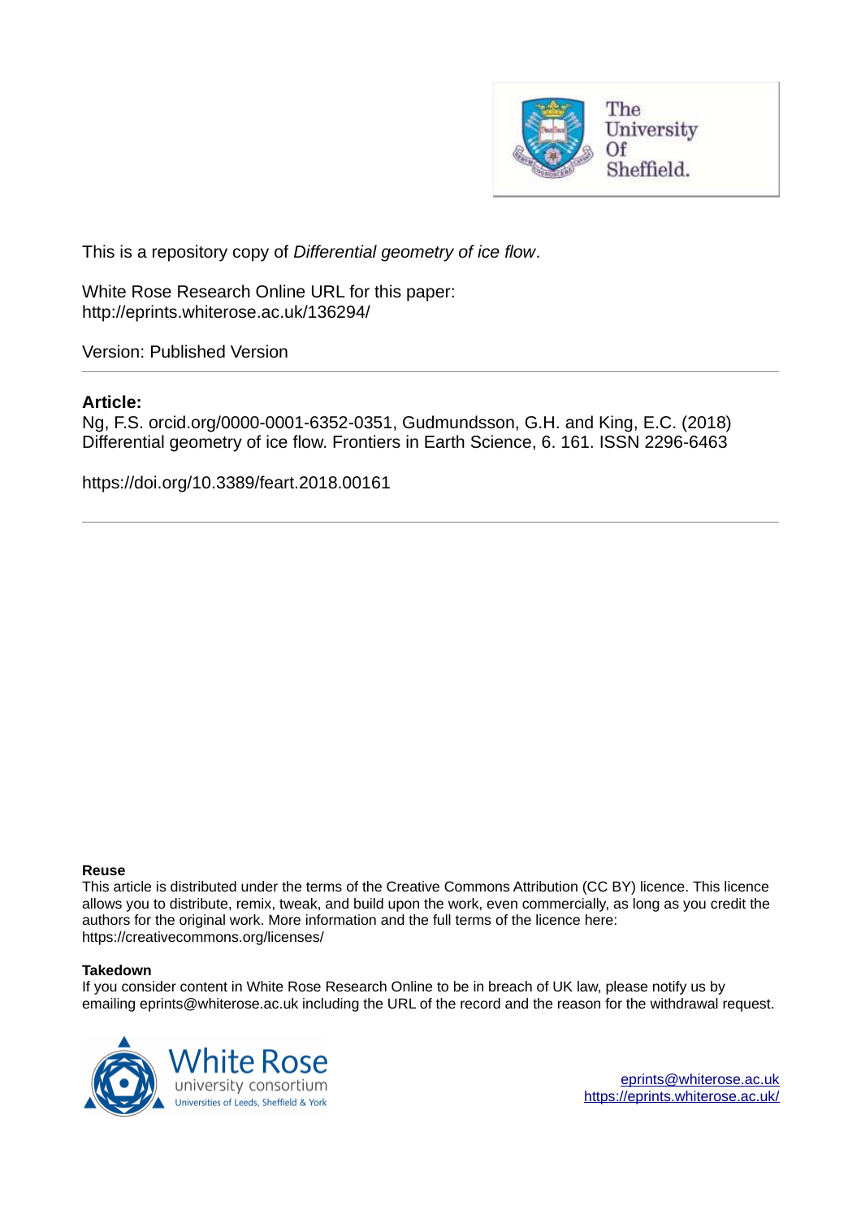This is a repository copy of *Differential geometry of ice flow*.

White Rose Research Online URL for this paper:
http://eprints.whiterose.ac.uk/136294/

Version: Published Version

---

**Article:**

Ng, F.S. orcid.org/0000-0001-6352-0351, Gudmundsson, G.H. and King, E.C. (2018) Differential geometry of ice flow. Frontiers in Earth Science, 6. 161. ISSN 2296-6463

https://doi.org/10.3389/feart.2018.00161

---

**Reuse**

This article is distributed under the terms of the Creative Commons Attribution (CC BY) licence. This licence allows you to distribute, remix, tweak, and build upon the work, even commercially, as long as you credit the authors for the original work. More information and the full terms of the licence here: https://creativecommons.org/licenses/

**Takedown**

If you consider content in White Rose Research Online to be in breach of UK law, please notify us by emailing eprints@whiterose.ac.uk including the URL of the record and the reason for the withdrawal request.

eprints@whiterose.ac.uk
https://eprints.whiterose.ac.uk/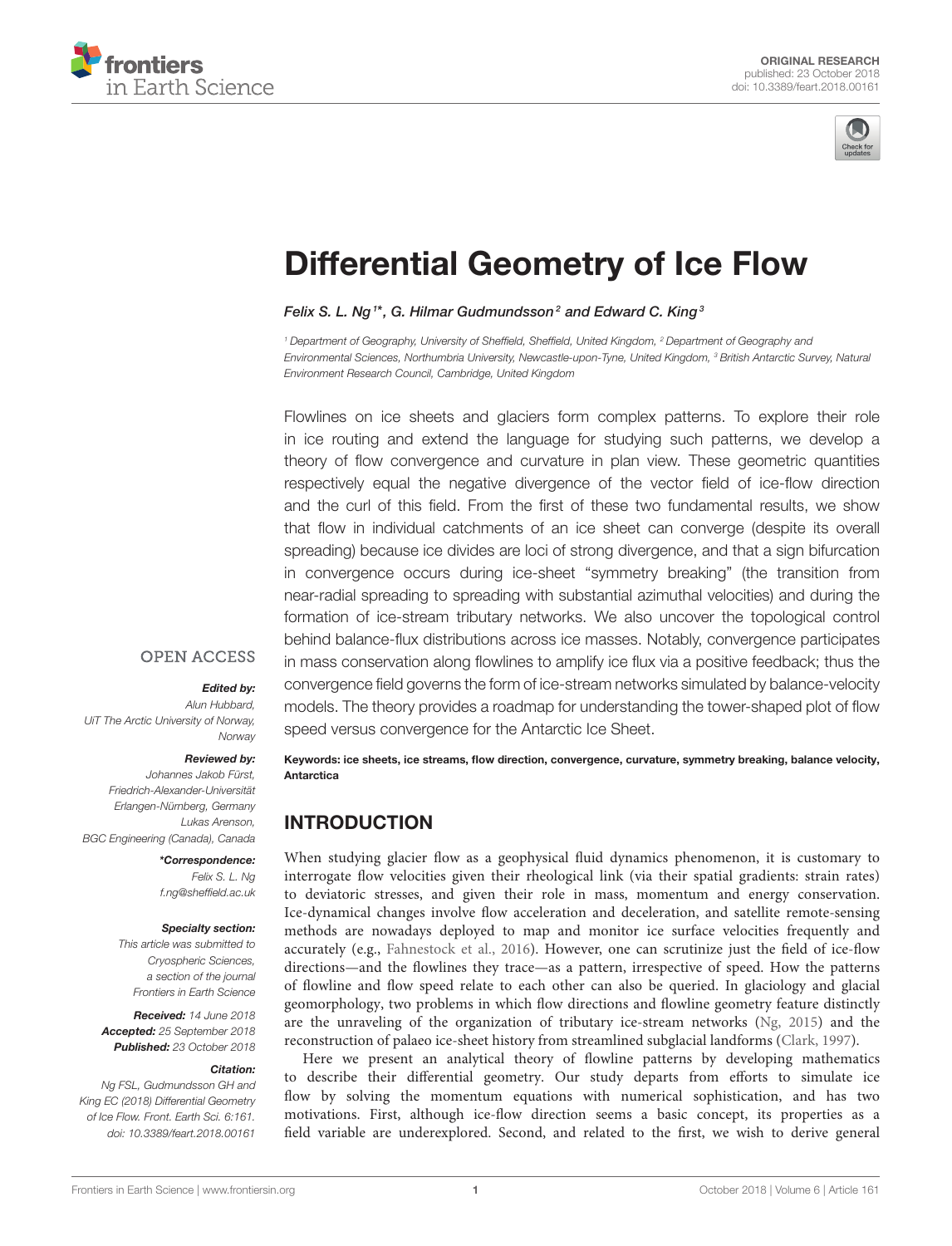# Differential Geometry of Ice Flow

*Felix S. L. Ng*[1*], *G. Hilmar Gudmundsson*[2] *and Edward C. King*[3]

[1] Department of Geography, University of Sheffield, Sheffield, United Kingdom, [2] Department of Geography and Environmental Sciences, Northumbria University, Newcastle-upon-Tyne, United Kingdom, [3] British Antarctic Survey, Natural Environment Research Council, Cambridge, United Kingdom

Flowlines on ice sheets and glaciers form complex patterns. To explore their role in ice routing and extend the language for studying such patterns, we develop a theory of flow convergence and curvature in plan view. These geometric quantities respectively equal the negative divergence of the vector field of ice-flow direction and the curl of this field. From the first of these two fundamental results, we show that flow in individual catchments of an ice sheet can converge (despite its overall spreading) because ice divides are loci of strong divergence, and that a sign bifurcation in convergence occurs during ice-sheet "symmetry breaking" (the transition from near-radial spreading to spreading with substantial azimuthal velocities) and during the formation of ice-stream tributary networks. We also uncover the topological control behind balance-flux distributions across ice masses. Notably, convergence participates in mass conservation along flowlines to amplify ice flux via a positive feedback; thus the convergence field governs the form of ice-stream networks simulated by balance-velocity models. The theory provides a roadmap for understanding the tower-shaped plot of flow speed versus convergence for the Antarctic Ice Sheet.

**Keywords: ice sheets, ice streams, flow direction, convergence, curvature, symmetry breaking, balance velocity, Antarctica**

OPEN ACCESS

***Edited by:***
*Alun Hubbard,*
*UiT The Arctic University of Norway, Norway*

***Reviewed by:***
*Johannes Jakob Fürst,*
*Friedrich-Alexander-Universität Erlangen-Nürnberg, Germany*
*Lukas Arenson,*
*BGC Engineering (Canada), Canada*

***\*Correspondence:***
*Felix S. L. Ng*
*f.ng@sheffield.ac.uk*

***Specialty section:***
*This article was submitted to Cryospheric Sciences, a section of the journal Frontiers in Earth Science*

***Received:*** *14 June 2018*
***Accepted:*** *25 September 2018*
***Published:*** *23 October 2018*

***Citation:***
*Ng FSL, Gudmundsson GH and King EC (2018) Differential Geometry of Ice Flow. Front. Earth Sci. 6:161. doi: 10.3389/feart.2018.00161*

## INTRODUCTION

When studying glacier flow as a geophysical fluid dynamics phenomenon, it is customary to interrogate flow velocities given their rheological link (via their spatial gradients: strain rates) to deviatoric stresses, and given their role in mass, momentum and energy conservation. Ice-dynamical changes involve flow acceleration and deceleration, and satellite remote-sensing methods are nowadays deployed to map and monitor ice surface velocities frequently and accurately (e.g., Fahnestock et al., 2016). However, one can scrutinize just the field of ice-flow directions—and the flowlines they trace—as a pattern, irrespective of speed. How the patterns of flowline and flow speed relate to each other can also be queried. In glaciology and glacial geomorphology, two problems in which flow directions and flowline geometry feature distinctly are the unraveling of the organization of tributary ice-stream networks (Ng, 2015) and the reconstruction of palaeo ice-sheet history from streamlined subglacial landforms (Clark, 1997).

Here we present an analytical theory of flowline patterns by developing mathematics to describe their differential geometry. Our study departs from efforts to simulate ice flow by solving the momentum equations with numerical sophistication, and has two motivations. First, although ice-flow direction seems a basic concept, its properties as a field variable are underexplored. Second, and related to the first, we wish to derive general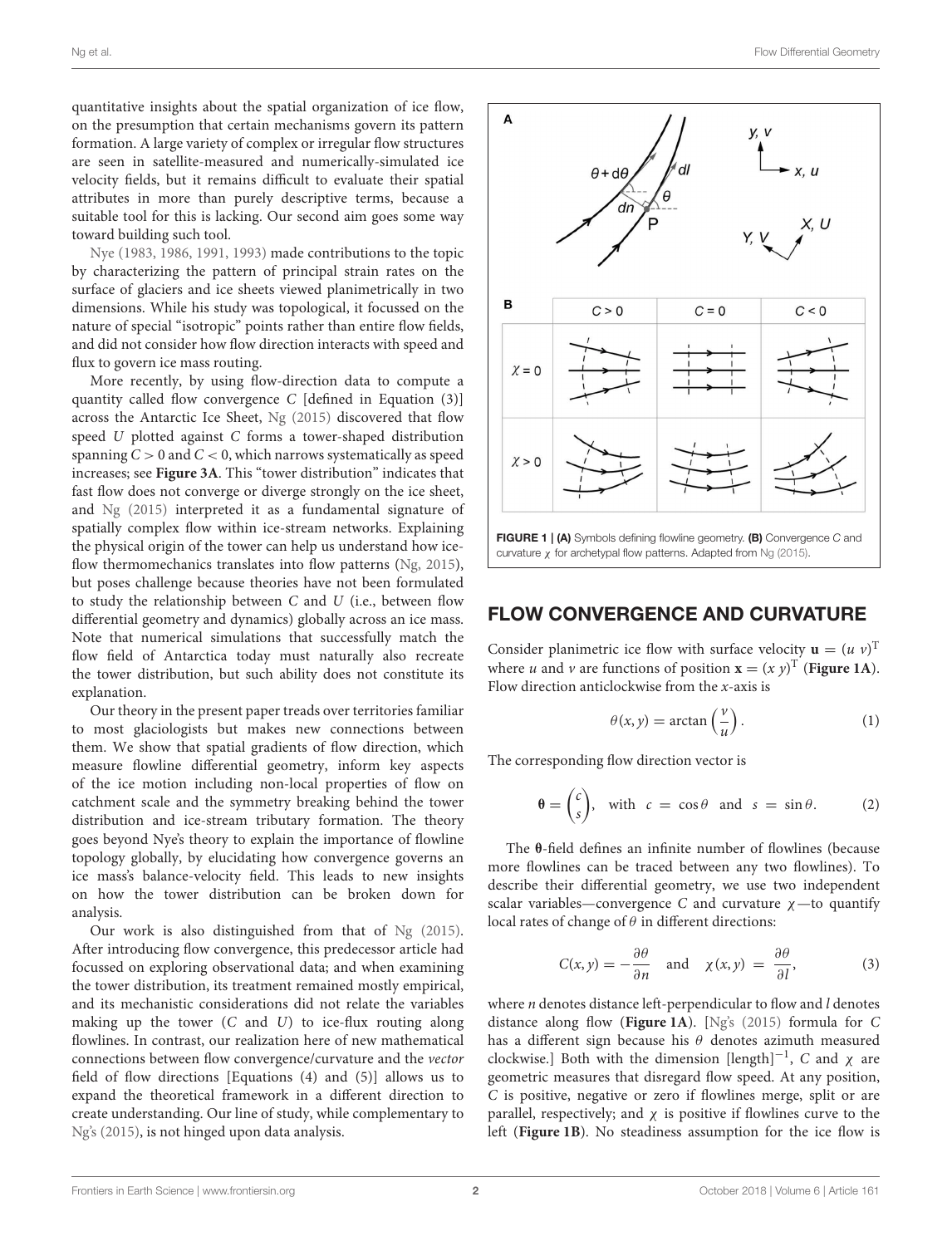quantitative insights about the spatial organization of ice flow, on the presumption that certain mechanisms govern its pattern formation. A large variety of complex or irregular flow structures are seen in satellite-measured and numerically-simulated ice velocity fields, but it remains difficult to evaluate their spatial attributes in more than purely descriptive terms, because a suitable tool for this is lacking. Our second aim goes some way toward building such tool.

Nye (1983, 1986, 1991, 1993) made contributions to the topic by characterizing the pattern of principal strain rates on the surface of glaciers and ice sheets viewed planimetrically in two dimensions. While his study was topological, it focussed on the nature of special "isotropic" points rather than entire flow fields, and did not consider how flow direction interacts with speed and flux to govern ice mass routing.

More recently, by using flow-direction data to compute a quantity called flow convergence $C$ [defined in Equation (3)] across the Antarctic Ice Sheet, Ng (2015) discovered that flow speed $U$ plotted against $C$ forms a tower-shaped distribution spanning $C > 0$ and $C < 0$, which narrows systematically as speed increases; see **Figure 3A**. This "tower distribution" indicates that fast flow does not converge or diverge strongly on the ice sheet, and Ng (2015) interpreted it as a fundamental signature of spatially complex flow within ice-stream networks. Explaining the physical origin of the tower can help us understand how ice-flow thermomechanics translates into flow patterns (Ng, 2015), but poses challenge because theories have not been formulated to study the relationship between $C$ and $U$ (i.e., between flow differential geometry and dynamics) globally across an ice mass. Note that numerical simulations that successfully match the flow field of Antarctica today must naturally also recreate the tower distribution, but such ability does not constitute its explanation.

Our theory in the present paper treads over territories familiar to most glaciologists but makes new connections between them. We show that spatial gradients of flow direction, which measure flowline differential geometry, inform key aspects of the ice motion including non-local properties of flow on catchment scale and the symmetry breaking behind the tower distribution and ice-stream tributary formation. The theory goes beyond Nye's theory to explain the importance of flowline topology globally, by elucidating how convergence governs an ice mass's balance-velocity field. This leads to new insights on how the tower distribution can be broken down for analysis.

Our work is also distinguished from that of Ng (2015). After introducing flow convergence, this predecessor article had focussed on exploring observational data; and when examining the tower distribution, its treatment remained mostly empirical, and its mechanistic considerations did not relate the variables making up the tower ($C$ and $U$) to ice-flux routing along flowlines. In contrast, our realization here of new mathematical connections between flow convergence/curvature and the *vector* field of flow directions [Equations (4) and (5)] allows us to expand the theoretical framework in a different direction to create understanding. Our line of study, while complementary to Ng's (2015), is not hinged upon data analysis.

**FIGURE 1 | (A)** Symbols defining flowline geometry. **(B)** Convergence $C$ and curvature $\chi$ for archetypal flow patterns. Adapted from Ng (2015).

## FLOW CONVERGENCE AND CURVATURE

Consider planimetric ice flow with surface velocity $\mathbf{u} = (u\ v)^{\mathrm{T}}$ where $u$ and $v$ are functions of position $\mathbf{x} = (x\ y)^{\mathrm{T}}$ (**Figure 1A**). Flow direction anticlockwise from the $x$-axis is

$$\theta(x, y) = \arctan\left(\frac{v}{u}\right). \tag{1}$$

The corresponding flow direction vector is

$$\boldsymbol{\theta} = \begin{pmatrix} c \\ s \end{pmatrix}, \quad \text{with} \quad c = \cos\theta \quad \text{and} \quad s = \sin\theta. \tag{2}$$

The $\boldsymbol{\theta}$-field defines an infinite number of flowlines (because more flowlines can be traced between any two flowlines). To describe their differential geometry, we use two independent scalar variables—convergence $C$ and curvature $\chi$—to quantify local rates of change of $\theta$ in different directions:

$$C(x, y) = -\frac{\partial\theta}{\partial n} \quad \text{and} \quad \chi(x, y) = \frac{\partial\theta}{\partial l}, \tag{3}$$

where $n$ denotes distance left-perpendicular to flow and $l$ denotes distance along flow (**Figure 1A**). [Ng's (2015) formula for $C$ has a different sign because his $\theta$ denotes azimuth measured clockwise.] Both with the dimension $[\text{length}]^{-1}$, $C$ and $\chi$ are geometric measures that disregard flow speed. At any position, $C$ is positive, negative or zero if flowlines merge, split or are parallel, respectively; and $\chi$ is positive if flowlines curve to the left (**Figure 1B**). No steadiness assumption for the ice flow is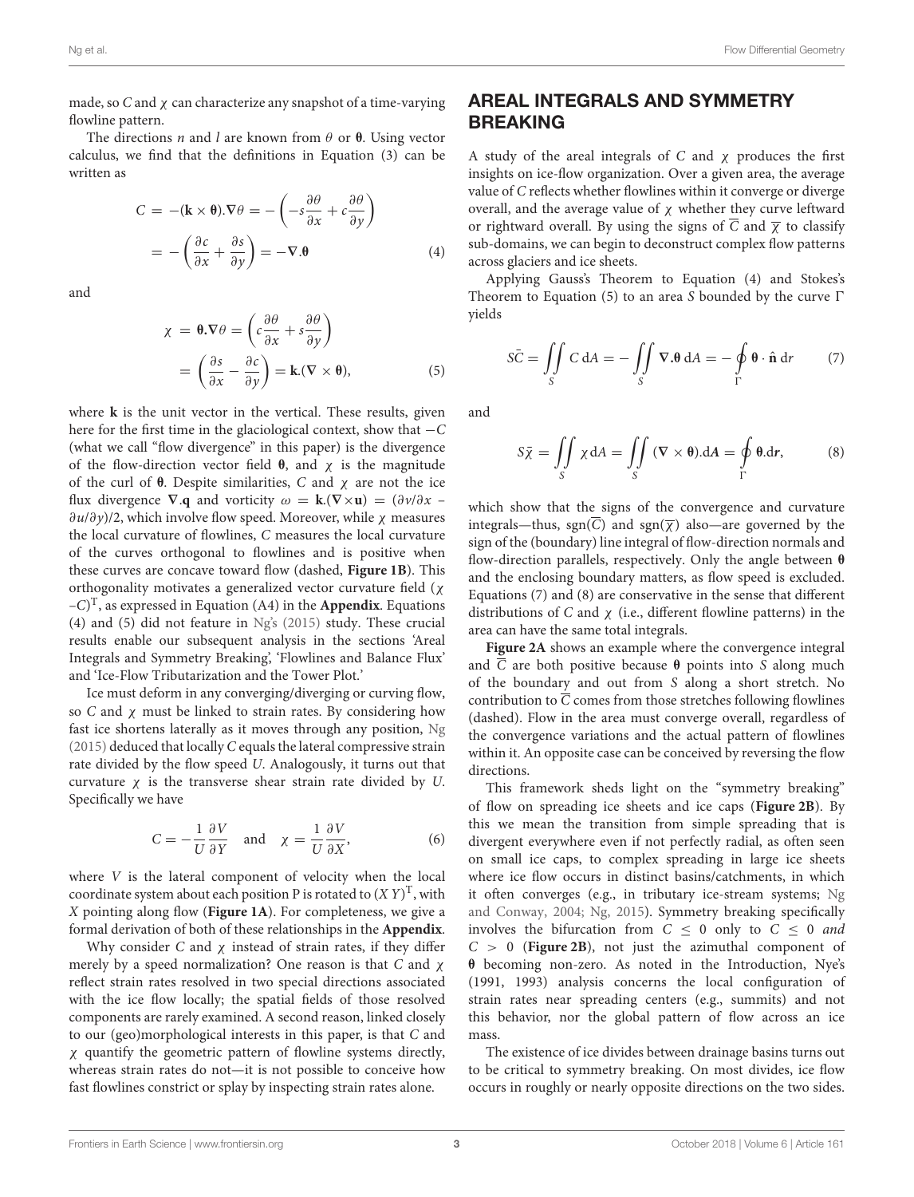made, so $C$ and $\chi$ can characterize any snapshot of a time-varying flowline pattern.

The directions $n$ and $l$ are known from $\theta$ or $\boldsymbol{\theta}$. Using vector calculus, we find that the definitions in Equation (3) can be written as

$$C = -(\mathbf{k} \times \boldsymbol{\theta}).\nabla\theta = -\left(-s\frac{\partial\theta}{\partial x} + c\frac{\partial\theta}{\partial y}\right) = -\left(\frac{\partial c}{\partial x} + \frac{\partial s}{\partial y}\right) = -\nabla.\boldsymbol{\theta} \tag{4}$$

and

$$\chi = \boldsymbol{\theta}.\nabla\theta = \left(c\frac{\partial\theta}{\partial x} + s\frac{\partial\theta}{\partial y}\right) = \left(\frac{\partial s}{\partial x} - \frac{\partial c}{\partial y}\right) = \mathbf{k}.(\nabla \times \boldsymbol{\theta}), \tag{5}$$

where $\mathbf{k}$ is the unit vector in the vertical. These results, given here for the first time in the glaciological context, show that $-C$ (what we call "flow divergence" in this paper) is the divergence of the flow-direction vector field $\boldsymbol{\theta}$, and $\chi$ is the magnitude of the curl of $\boldsymbol{\theta}$. Despite similarities, $C$ and $\chi$ are not the ice flux divergence $\nabla.\mathbf{q}$ and vorticity $\omega = \mathbf{k}.(\nabla\times\mathbf{u}) = (\partial v/\partial x - \partial u/\partial y)/2$, which involve flow speed. Moreover, while $\chi$ measures the local curvature of flowlines, $C$ measures the local curvature of the curves orthogonal to flowlines and is positive when these curves are concave toward flow (dashed, **Figure 1B**). This orthogonality motivates a generalized vector curvature field $(\chi\ -C)^{\mathrm{T}}$, as expressed in Equation (A4) in the **Appendix**. Equations (4) and (5) did not feature in Ng's (2015) study. These crucial results enable our subsequent analysis in the sections 'Areal Integrals and Symmetry Breaking', 'Flowlines and Balance Flux' and 'Ice-Flow Tributarization and the Tower Plot.'

Ice must deform in any converging/diverging or curving flow, so $C$ and $\chi$ must be linked to strain rates. By considering how fast ice shortens laterally as it moves through any position, Ng (2015) deduced that locally $C$ equals the lateral compressive strain rate divided by the flow speed $U$. Analogously, it turns out that curvature $\chi$ is the transverse shear strain rate divided by $U$. Specifically we have

$$C = -\frac{1}{U}\frac{\partial V}{\partial Y} \quad \text{and} \quad \chi = \frac{1}{U}\frac{\partial V}{\partial X}, \tag{6}$$

where $V$ is the lateral component of velocity when the local coordinate system about each position P is rotated to $(X\ Y)^{\mathrm{T}}$, with $X$ pointing along flow (**Figure 1A**). For completeness, we give a formal derivation of both of these relationships in the **Appendix**.

Why consider $C$ and $\chi$ instead of strain rates, if they differ merely by a speed normalization? One reason is that $C$ and $\chi$ reflect strain rates resolved in two special directions associated with the ice flow locally; the spatial fields of those resolved components are rarely examined. A second reason, linked closely to our (geo)morphological interests in this paper, is that $C$ and $\chi$ quantify the geometric pattern of flowline systems directly, whereas strain rates do not—it is not possible to conceive how fast flowlines constrict or splay by inspecting strain rates alone.

## AREAL INTEGRALS AND SYMMETRY BREAKING

A study of the areal integrals of $C$ and $\chi$ produces the first insights on ice-flow organization. Over a given area, the average value of $C$ reflects whether flowlines within it converge or diverge overall, and the average value of $\chi$ whether they curve leftward or rightward overall. By using the signs of $\overline{C}$ and $\overline{\chi}$ to classify sub-domains, we can begin to deconstruct complex flow patterns across glaciers and ice sheets.

Applying Gauss's Theorem to Equation (4) and Stokes's Theorem to Equation (5) to an area $S$ bounded by the curve $\Gamma$ yields

$$S\bar{C} = \iint_S C\,\mathrm{d}A = -\iint_S \nabla.\boldsymbol{\theta}\,\mathrm{d}A = -\oint_\Gamma \boldsymbol{\theta}\cdot\hat{\mathbf{n}}\,\mathrm{d}r \tag{7}$$

and

$$S\bar{\chi} = \iint_S \chi\,\mathrm{d}A = \iint_S (\nabla\times\boldsymbol{\theta}).\mathrm{d}\mathbf{A} = \oint_\Gamma \boldsymbol{\theta}.\mathrm{d}\mathbf{r}, \tag{8}$$

which show that the signs of the convergence and curvature integrals—thus, $\mathrm{sgn}(\overline{C})$ and $\mathrm{sgn}(\overline{\chi})$ also—are governed by the sign of the (boundary) line integral of flow-direction normals and flow-direction parallels, respectively. Only the angle between $\boldsymbol{\theta}$ and the enclosing boundary matters, as flow speed is excluded. Equations (7) and (8) are conservative in the sense that different distributions of $C$ and $\chi$ (i.e., different flowline patterns) in the area can have the same total integrals.

**Figure 2A** shows an example where the convergence integral and $\overline{C}$ are both positive because $\boldsymbol{\theta}$ points into $S$ along much of the boundary and out from $S$ along a short stretch. No contribution to $\overline{C}$ comes from those stretches following flowlines (dashed). Flow in the area must converge overall, regardless of the convergence variations and the actual pattern of flowlines within it. An opposite case can be conceived by reversing the flow directions.

This framework sheds light on the "symmetry breaking" of flow on spreading ice sheets and ice caps (**Figure 2B**). By this we mean the transition from simple spreading that is divergent everywhere even if not perfectly radial, as often seen on small ice caps, to complex spreading in large ice sheets where ice flow occurs in distinct basins/catchments, in which it often converges (e.g., in tributary ice-stream systems; Ng and Conway, 2004; Ng, 2015). Symmetry breaking specifically involves the bifurcation from $C \leq 0$ only to $C \leq 0$ *and* $C > 0$ (**Figure 2B**), not just the azimuthal component of $\boldsymbol{\theta}$ becoming non-zero. As noted in the Introduction, Nye's (1991, 1993) analysis concerns the local configuration of strain rates near spreading centers (e.g., summits) and not this behavior, nor the global pattern of flow across an ice mass.

The existence of ice divides between drainage basins turns out to be critical to symmetry breaking. On most divides, ice flow occurs in roughly or nearly opposite directions on the two sides.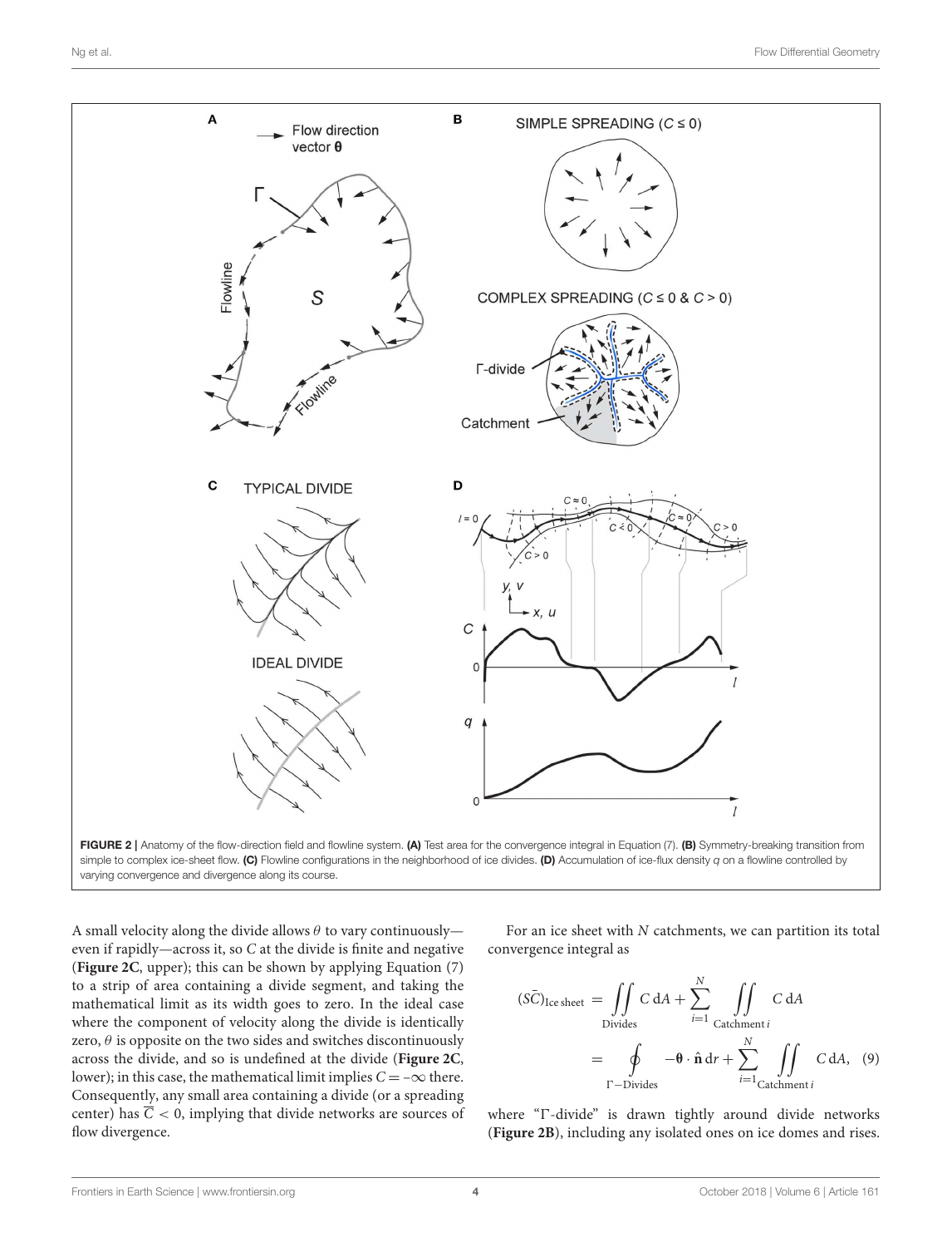FIGURE 2 | Anatomy of the flow-direction field and flowline system. **(A)** Test area for the convergence integral in Equation (7). **(B)** Symmetry-breaking transition from simple to complex ice-sheet flow. **(C)** Flowline configurations in the neighborhood of ice divides. **(D)** Accumulation of ice-flux density $q$ on a flowline controlled by varying convergence and divergence along its course.

A small velocity along the divide allows $\theta$ to vary continuously—even if rapidly—across it, so $C$ at the divide is finite and negative (**Figure 2C**, upper); this can be shown by applying Equation (7) to a strip of area containing a divide segment, and taking the mathematical limit as its width goes to zero. In the ideal case where the component of velocity along the divide is identically zero, $\theta$ is opposite on the two sides and switches discontinuously across the divide, and so is undefined at the divide (**Figure 2C**, lower); in this case, the mathematical limit implies $C = -\infty$ there. Consequently, any small area containing a divide (or a spreading center) has $\overline{C} < 0$, implying that divide networks are sources of flow divergence.

For an ice sheet with $N$ catchments, we can partition its total convergence integral as

$$
\begin{aligned}
(S\bar{C})_{\text{Ice sheet}} &= \iint\limits_{\text{Divides}} C \, \mathrm{d}A + \sum_{i=1}^{N} \iint\limits_{\text{Catchment } i} C \, \mathrm{d}A \\
&= \oint\limits_{\Gamma-\text{Divides}} -\boldsymbol{\theta} \cdot \hat{\mathbf{n}} \, \mathrm{d}r + \sum_{i=1}^{N} \iint\limits_{\text{Catchment } i} C \, \mathrm{d}A, \quad (9)
\end{aligned}
$$

where "Γ-divide" is drawn tightly around divide networks (**Figure 2B**), including any isolated ones on ice domes and rises.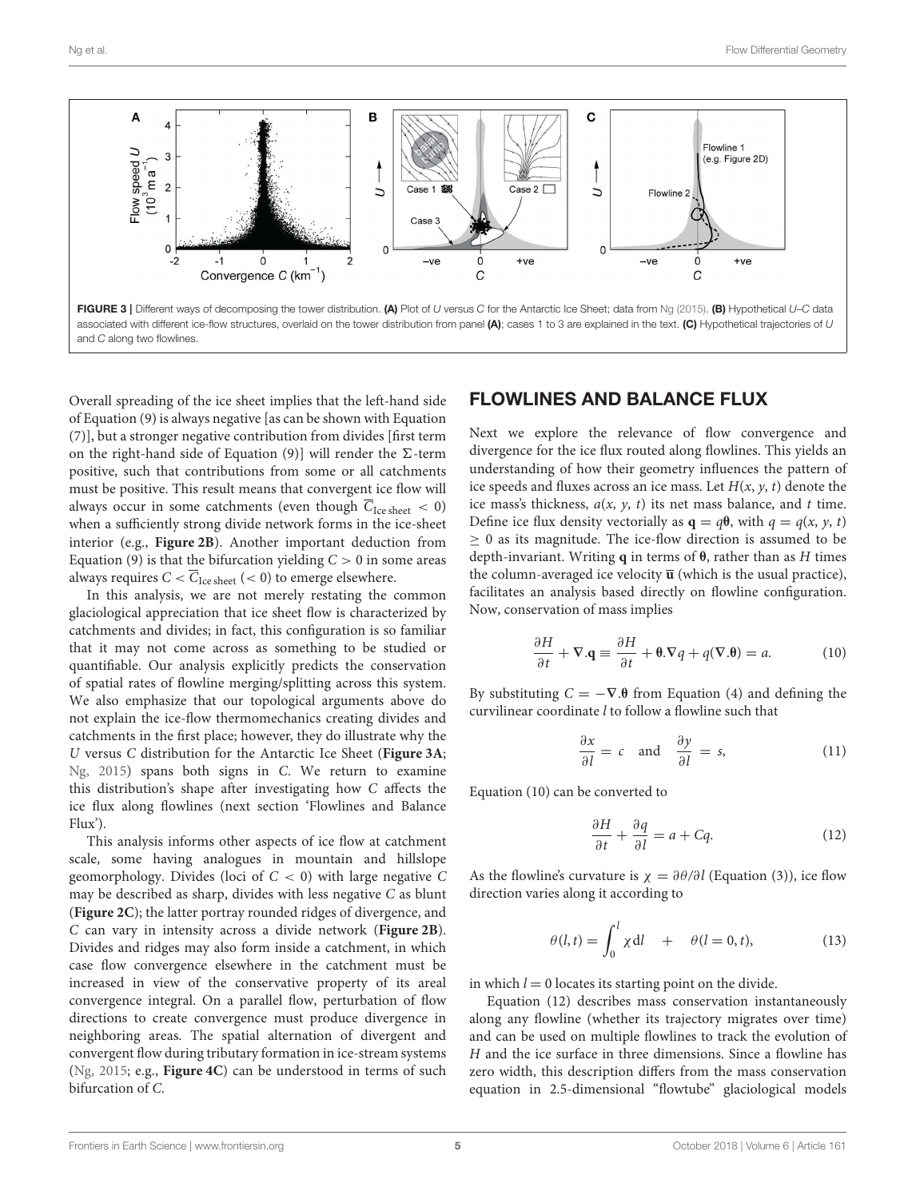FIGURE 3 | Different ways of decomposing the tower distribution. **(A)** Plot of *U* versus *C* for the Antarctic Ice Sheet; data from Ng (2015). **(B)** Hypothetical *U*–*C* data associated with different ice-flow structures, overlaid on the tower distribution from panel **(A)**; cases 1 to 3 are explained in the text. **(C)** Hypothetical trajectories of *U* and *C* along two flowlines.

Overall spreading of the ice sheet implies that the left-hand side of Equation (9) is always negative [as can be shown with Equation (7)], but a stronger negative contribution from divides [first term on the right-hand side of Equation (9)] will render the Σ-term positive, such that contributions from some or all catchments must be positive. This result means that convergent ice flow will always occur in some catchments (even though $\overline{C}_{\text{Ice sheet}} < 0$) when a sufficiently strong divide network forms in the ice-sheet interior (e.g., **Figure 2B**). Another important deduction from Equation (9) is that the bifurcation yielding $C > 0$ in some areas always requires $C < \overline{C}_{\text{Ice sheet}}$ ($< 0$) to emerge elsewhere.

In this analysis, we are not merely restating the common glaciological appreciation that ice sheet flow is characterized by catchments and divides; in fact, this configuration is so familiar that it may not come across as something to be studied or quantifiable. Our analysis explicitly predicts the conservation of spatial rates of flowline merging/splitting across this system. We also emphasize that our topological arguments above do not explain the ice-flow thermomechanics creating divides and catchments in the first place; however, they do illustrate why the *U* versus *C* distribution for the Antarctic Ice Sheet (**Figure 3A**; Ng, 2015) spans both signs in *C*. We return to examine this distribution's shape after investigating how *C* affects the ice flux along flowlines (next section 'Flowlines and Balance Flux').

This analysis informs other aspects of ice flow at catchment scale, some having analogues in mountain and hillslope geomorphology. Divides (loci of $C < 0$) with large negative *C* may be described as sharp, divides with less negative *C* as blunt (**Figure 2C**); the latter portray rounded ridges of divergence, and *C* can vary in intensity across a divide network (**Figure 2B**). Divides and ridges may also form inside a catchment, in which case flow convergence elsewhere in the catchment must be increased in view of the conservative property of its areal convergence integral. On a parallel flow, perturbation of flow directions to create convergence must produce divergence in neighboring areas. The spatial alternation of divergent and convergent flow during tributary formation in ice-stream systems (Ng, 2015; e.g., **Figure 4C**) can be understood in terms of such bifurcation of *C*.

## FLOWLINES AND BALANCE FLUX

Next we explore the relevance of flow convergence and divergence for the ice flux routed along flowlines. This yields an understanding of how their geometry influences the pattern of ice speeds and fluxes across an ice mass. Let $H(x, y, t)$ denote the ice mass's thickness, $a(x, y, t)$ its net mass balance, and $t$ time. Define ice flux density vectorially as $\mathbf{q} = q\boldsymbol{\theta}$, with $q = q(x, y, t) \geq 0$ as its magnitude. The ice-flow direction is assumed to be depth-invariant. Writing $\mathbf{q}$ in terms of $\boldsymbol{\theta}$, rather than as $H$ times the column-averaged ice velocity $\overline{\mathbf{u}}$ (which is the usual practice), facilitates an analysis based directly on flowline configuration. Now, conservation of mass implies

$$\frac{\partial H}{\partial t} + \nabla.\mathbf{q} \equiv \frac{\partial H}{\partial t} + \boldsymbol{\theta}.\nabla q + q(\nabla.\boldsymbol{\theta}) = a. \tag{10}$$

By substituting $C = -\nabla.\boldsymbol{\theta}$ from Equation (4) and defining the curvilinear coordinate $l$ to follow a flowline such that

$$\frac{\partial x}{\partial l} = c \quad \text{and} \quad \frac{\partial y}{\partial l} = s, \tag{11}$$

Equation (10) can be converted to

$$\frac{\partial H}{\partial t} + \frac{\partial q}{\partial l} = a + Cq. \tag{12}$$

As the flowline's curvature is $\chi = \partial\theta/\partial l$ (Equation (3)), ice flow direction varies along it according to

$$\theta(l, t) = \int_0^l \chi \, \mathrm{d}l \quad + \quad \theta(l = 0, t), \tag{13}$$

in which $l = 0$ locates its starting point on the divide.

Equation (12) describes mass conservation instantaneously along any flowline (whether its trajectory migrates over time) and can be used on multiple flowlines to track the evolution of $H$ and the ice surface in three dimensions. Since a flowline has zero width, this description differs from the mass conservation equation in 2.5-dimensional "flowtube" glaciological models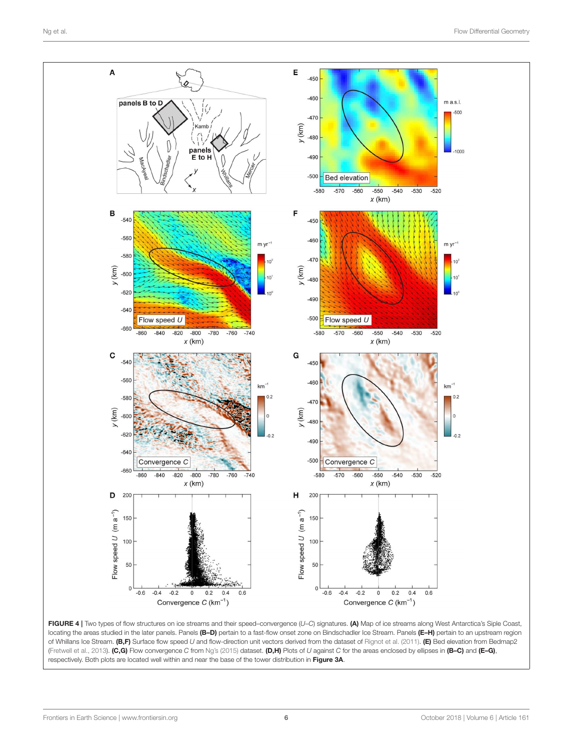**FIGURE 4 |** Two types of flow structures on ice streams and their speed–convergence ($U$–$C$) signatures. **(A)** Map of ice streams along West Antarctica's Siple Coast, locating the areas studied in the later panels. Panels **(B–D)** pertain to a fast-flow onset zone on Bindschadler Ice Stream. Panels **(E–H)** pertain to an upstream region of Whillans Ice Stream. **(B,F)** Surface flow speed $U$ and flow-direction unit vectors derived from the dataset of Rignot et al. (2011). **(E)** Bed elevation from Bedmap2 (Fretwell et al., 2013). **(C,G)** Flow convergence $C$ from Ng's (2015) dataset. **(D,H)** Plots of $U$ against $C$ for the areas enclosed by ellipses in **(B–C)** and **(E–G)**, respectively. Both plots are located well within and near the base of the tower distribution in **Figure 3A**.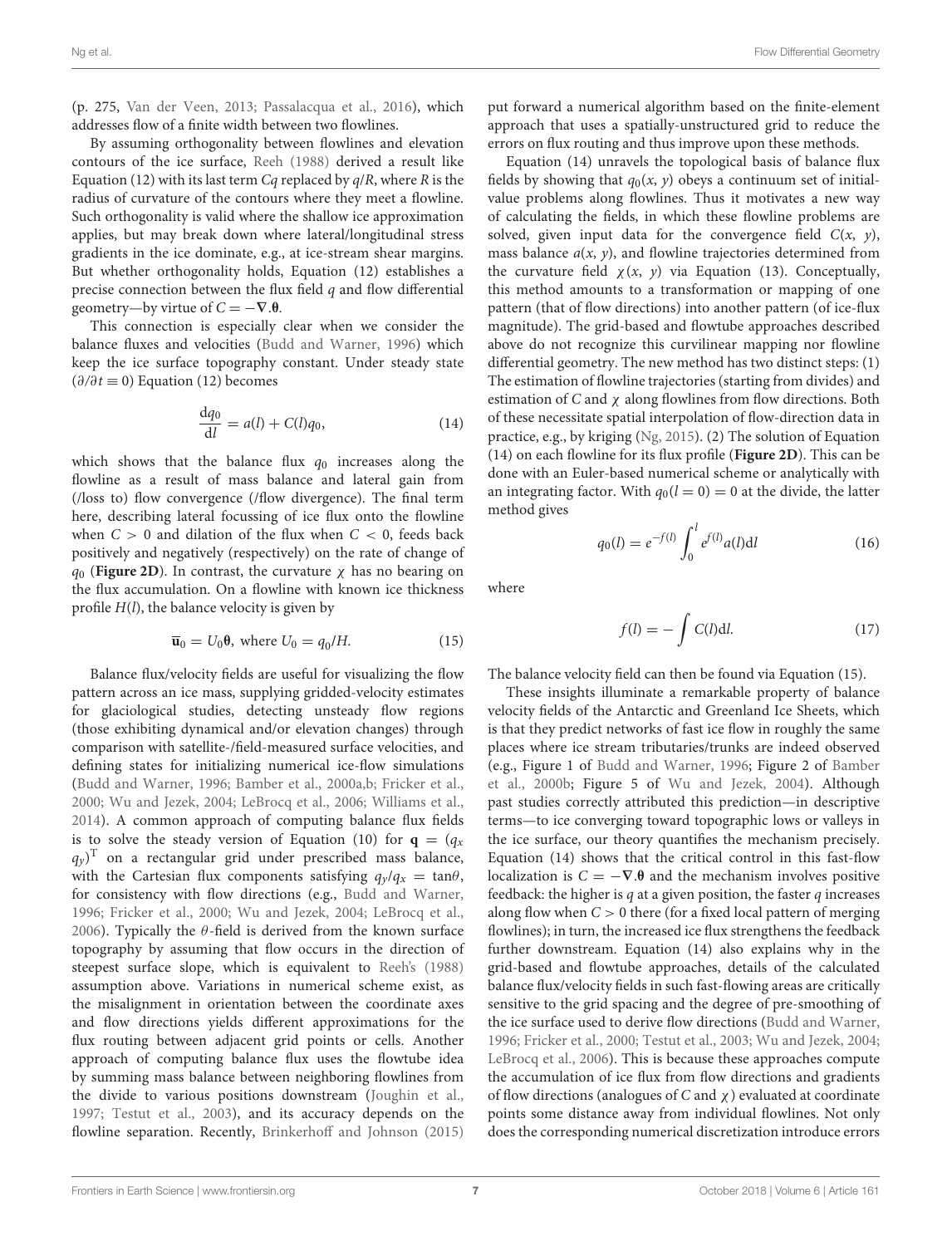(p. 275, Van der Veen, 2013; Passalacqua et al., 2016), which addresses flow of a finite width between two flowlines.

By assuming orthogonality between flowlines and elevation contours of the ice surface, Reeh (1988) derived a result like Equation (12) with its last term $Cq$ replaced by $q/R$, where $R$ is the radius of curvature of the contours where they meet a flowline. Such orthogonality is valid where the shallow ice approximation applies, but may break down where lateral/longitudinal stress gradients in the ice dominate, e.g., at ice-stream shear margins. But whether orthogonality holds, Equation (12) establishes a precise connection between the flux field $q$ and flow differential geometry—by virtue of $C = -\nabla.\theta$.

This connection is especially clear when we consider the balance fluxes and velocities (Budd and Warner, 1996) which keep the ice surface topography constant. Under steady state ($\partial/\partial t \equiv 0$) Equation (12) becomes

$$\frac{dq_0}{dl} = a(l) + C(l)q_0, \tag{14}$$

which shows that the balance flux $q_0$ increases along the flowline as a result of mass balance and lateral gain from (/loss to) flow convergence (/flow divergence). The final term here, describing lateral focussing of ice flux onto the flowline when $C > 0$ and dilation of the flux when $C < 0$, feeds back positively and negatively (respectively) on the rate of change of $q_0$ (**Figure 2D**). In contrast, the curvature $\chi$ has no bearing on the flux accumulation. On a flowline with known ice thickness profile $H(l)$, the balance velocity is given by

$$\bar{\mathbf{u}}_0 = U_0\boldsymbol{\theta}, \text{ where } U_0 = q_0/H. \tag{15}$$

Balance flux/velocity fields are useful for visualizing the flow pattern across an ice mass, supplying gridded-velocity estimates for glaciological studies, detecting unsteady flow regions (those exhibiting dynamical and/or elevation changes) through comparison with satellite-/field-measured surface velocities, and defining states for initializing numerical ice-flow simulations (Budd and Warner, 1996; Bamber et al., 2000a,b; Fricker et al., 2000; Wu and Jezek, 2004; LeBrocq et al., 2006; Williams et al., 2014). A common approach of computing balance flux fields is to solve the steady version of Equation (10) for $\mathbf{q} = (q_x\ q_y)^{\mathrm{T}}$ on a rectangular grid under prescribed mass balance, with the Cartesian flux components satisfying $q_y/q_x = \tan\theta$, for consistency with flow directions (e.g., Budd and Warner, 1996; Fricker et al., 2000; Wu and Jezek, 2004; LeBrocq et al., 2006). Typically the $\theta$-field is derived from the known surface topography by assuming that flow occurs in the direction of steepest surface slope, which is equivalent to Reeh's (1988) assumption above. Variations in numerical scheme exist, as the misalignment in orientation between the coordinate axes and flow directions yields different approximations for the flux routing between adjacent grid points or cells. Another approach of computing balance flux uses the flowtube idea by summing mass balance between neighboring flowlines from the divide to various positions downstream (Joughin et al., 1997; Testut et al., 2003), and its accuracy depends on the flowline separation. Recently, Brinkerhoff and Johnson (2015) put forward a numerical algorithm based on the finite-element approach that uses a spatially-unstructured grid to reduce the errors on flux routing and thus improve upon these methods.

Equation (14) unravels the topological basis of balance flux fields by showing that $q_0(x, y)$ obeys a continuum set of initial-value problems along flowlines. Thus it motivates a new way of calculating the fields, in which these flowline problems are solved, given input data for the convergence field $C(x, y)$, mass balance $a(x, y)$, and flowline trajectories determined from the curvature field $\chi(x, y)$ via Equation (13). Conceptually, this method amounts to a transformation or mapping of one pattern (that of flow directions) into another pattern (of ice-flux magnitude). The grid-based and flowtube approaches described above do not recognize this curvilinear mapping nor flowline differential geometry. The new method has two distinct steps: (1) The estimation of flowline trajectories (starting from divides) and estimation of $C$ and $\chi$ along flowlines from flow directions. Both of these necessitate spatial interpolation of flow-direction data in practice, e.g., by kriging (Ng, 2015). (2) The solution of Equation (14) on each flowline for its flux profile (**Figure 2D**). This can be done with an Euler-based numerical scheme or analytically with an integrating factor. With $q_0(l = 0) = 0$ at the divide, the latter method gives

$$q_0(l) = e^{-f(l)} \int_0^l e^{f(l)} a(l)\mathrm{d}l \tag{16}$$

where

$$f(l) = -\int C(l)\mathrm{d}l. \tag{17}$$

The balance velocity field can then be found via Equation (15).

These insights illuminate a remarkable property of balance velocity fields of the Antarctic and Greenland Ice Sheets, which is that they predict networks of fast ice flow in roughly the same places where ice stream tributaries/trunks are indeed observed (e.g., Figure 1 of Budd and Warner, 1996; Figure 2 of Bamber et al., 2000b; Figure 5 of Wu and Jezek, 2004). Although past studies correctly attributed this prediction—in descriptive terms—to ice converging toward topographic lows or valleys in the ice surface, our theory quantifies the mechanism precisely. Equation (14) shows that the critical control in this fast-flow localization is $C = -\nabla.\theta$ and the mechanism involves positive feedback: the higher is $q$ at a given position, the faster $q$ increases along flow when $C > 0$ there (for a fixed local pattern of merging flowlines); in turn, the increased ice flux strengthens the feedback further downstream. Equation (14) also explains why in the grid-based and flowtube approaches, details of the calculated balance flux/velocity fields in such fast-flowing areas are critically sensitive to the grid spacing and the degree of pre-smoothing of the ice surface used to derive flow directions (Budd and Warner, 1996; Fricker et al., 2000; Testut et al., 2003; Wu and Jezek, 2004; LeBrocq et al., 2006). This is because these approaches compute the accumulation of ice flux from flow directions and gradients of flow directions (analogues of $C$ and $\chi$) evaluated at coordinate points some distance away from individual flowlines. Not only does the corresponding numerical discretization introduce errors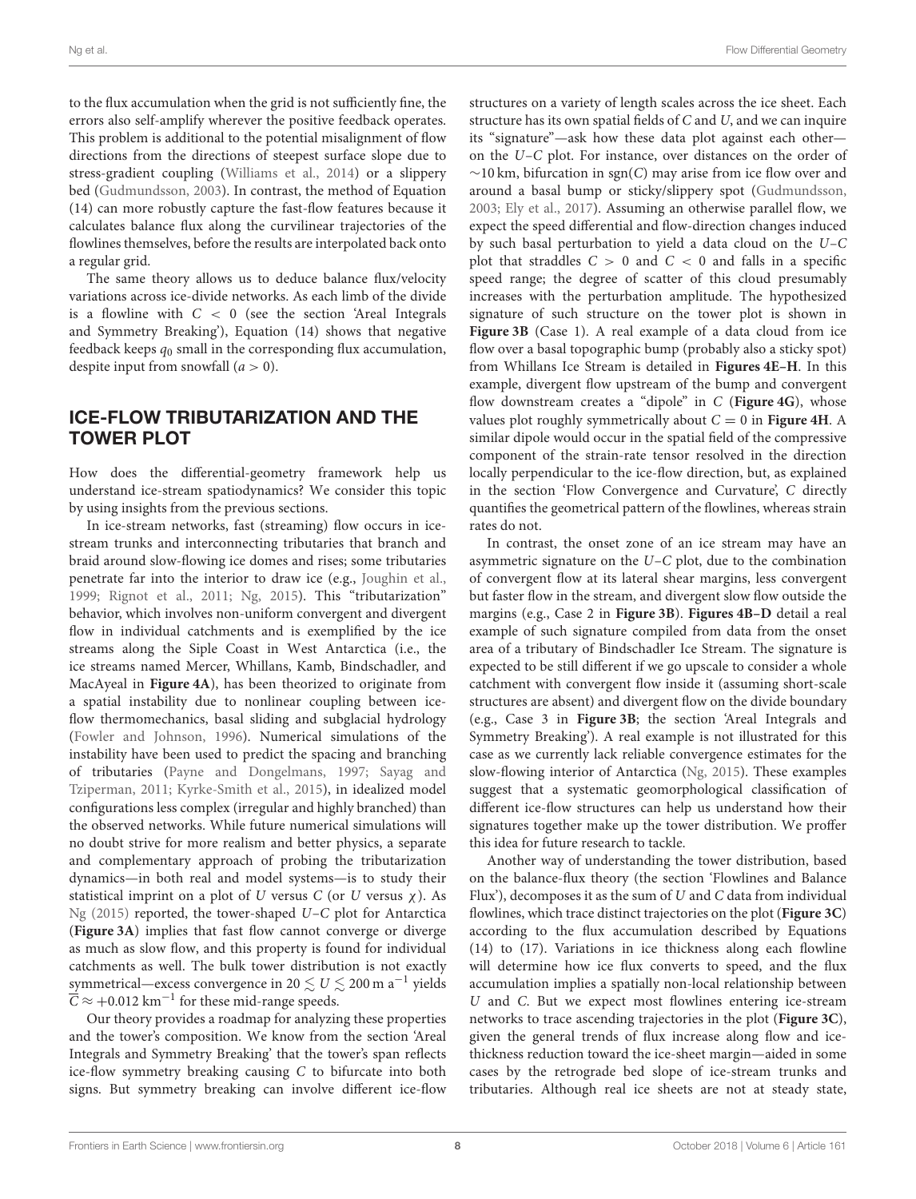to the flux accumulation when the grid is not sufficiently fine, the errors also self-amplify wherever the positive feedback operates. This problem is additional to the potential misalignment of flow directions from the directions of steepest surface slope due to stress-gradient coupling (Williams et al., 2014) or a slippery bed (Gudmundsson, 2003). In contrast, the method of Equation (14) can more robustly capture the fast-flow features because it calculates balance flux along the curvilinear trajectories of the flowlines themselves, before the results are interpolated back onto a regular grid.

The same theory allows us to deduce balance flux/velocity variations across ice-divide networks. As each limb of the divide is a flowline with $C < 0$ (see the section 'Areal Integrals and Symmetry Breaking'), Equation (14) shows that negative feedback keeps $q_0$ small in the corresponding flux accumulation, despite input from snowfall ($a > 0$).

## ICE-FLOW TRIBUTARIZATION AND THE TOWER PLOT

How does the differential-geometry framework help us understand ice-stream spatiodynamics? We consider this topic by using insights from the previous sections.

In ice-stream networks, fast (streaming) flow occurs in ice-stream trunks and interconnecting tributaries that branch and braid around slow-flowing ice domes and rises; some tributaries penetrate far into the interior to draw ice (e.g., Joughin et al., 1999; Rignot et al., 2011; Ng, 2015). This "tributarization" behavior, which involves non-uniform convergent and divergent flow in individual catchments and is exemplified by the ice streams along the Siple Coast in West Antarctica (i.e., the ice streams named Mercer, Whillans, Kamb, Bindschadler, and MacAyeal in **Figure 4A**), has been theorized to originate from a spatial instability due to nonlinear coupling between ice-flow thermomechanics, basal sliding and subglacial hydrology (Fowler and Johnson, 1996). Numerical simulations of the instability have been used to predict the spacing and branching of tributaries (Payne and Dongelmans, 1997; Sayag and Tziperman, 2011; Kyrke-Smith et al., 2015), in idealized model configurations less complex (irregular and highly branched) than the observed networks. While future numerical simulations will no doubt strive for more realism and better physics, a separate and complementary approach of probing the tributarization dynamics—in both real and model systems—is to study their statistical imprint on a plot of $U$ versus $C$ (or $U$ versus $\chi$). As Ng (2015) reported, the tower-shaped $U$–$C$ plot for Antarctica (**Figure 3A**) implies that fast flow cannot converge or diverge as much as slow flow, and this property is found for individual catchments as well. The bulk tower distribution is not exactly symmetrical—excess convergence in $20 \lesssim U \lesssim 200\,\mathrm{m\,a^{-1}}$ yields $\overline{C} \approx +0.012\,\mathrm{km^{-1}}$ for these mid-range speeds.

Our theory provides a roadmap for analyzing these properties and the tower's composition. We know from the section 'Areal Integrals and Symmetry Breaking' that the tower's span reflects ice-flow symmetry breaking causing $C$ to bifurcate into both signs. But symmetry breaking can involve different ice-flow structures on a variety of length scales across the ice sheet. Each structure has its own spatial fields of $C$ and $U$, and we can inquire its "signature"—ask how these data plot against each other—on the $U$–$C$ plot. For instance, over distances on the order of $\sim$10 km, bifurcation in $\mathrm{sgn}(C)$ may arise from ice flow over and around a basal bump or sticky/slippery spot (Gudmundsson, 2003; Ely et al., 2017). Assuming an otherwise parallel flow, we expect the speed differential and flow-direction changes induced by such basal perturbation to yield a data cloud on the $U$–$C$ plot that straddles $C > 0$ and $C < 0$ and falls in a specific speed range; the degree of scatter of this cloud presumably increases with the perturbation amplitude. The hypothesized signature of such structure on the tower plot is shown in **Figure 3B** (Case 1). A real example of a data cloud from ice flow over a basal topographic bump (probably also a sticky spot) from Whillans Ice Stream is detailed in **Figures 4E–H**. In this example, divergent flow upstream of the bump and convergent flow downstream creates a "dipole" in $C$ (**Figure 4G**), whose values plot roughly symmetrically about $C = 0$ in **Figure 4H**. A similar dipole would occur in the spatial field of the compressive component of the strain-rate tensor resolved in the direction locally perpendicular to the ice-flow direction, but, as explained in the section 'Flow Convergence and Curvature', $C$ directly quantifies the geometrical pattern of the flowlines, whereas strain rates do not.

In contrast, the onset zone of an ice stream may have an asymmetric signature on the $U$–$C$ plot, due to the combination of convergent flow at its lateral shear margins, less convergent but faster flow in the stream, and divergent slow flow outside the margins (e.g., Case 2 in **Figure 3B**). **Figures 4B–D** detail a real example of such signature compiled from data from the onset area of a tributary of Bindschadler Ice Stream. The signature is expected to be still different if we go upscale to consider a whole catchment with convergent flow inside it (assuming short-scale structures are absent) and divergent flow on the divide boundary (e.g., Case 3 in **Figure 3B**; the section 'Areal Integrals and Symmetry Breaking'). A real example is not illustrated for this case as we currently lack reliable convergence estimates for the slow-flowing interior of Antarctica (Ng, 2015). These examples suggest that a systematic geomorphological classification of different ice-flow structures can help us understand how their signatures together make up the tower distribution. We proffer this idea for future research to tackle.

Another way of understanding the tower distribution, based on the balance-flux theory (the section 'Flowlines and Balance Flux'), decomposes it as the sum of $U$ and $C$ data from individual flowlines, which trace distinct trajectories on the plot (**Figure 3C**) according to the flux accumulation described by Equations (14) to (17). Variations in ice thickness along each flowline will determine how ice flux converts to speed, and the flux accumulation implies a spatially non-local relationship between $U$ and $C$. But we expect most flowlines entering ice-stream networks to trace ascending trajectories in the plot (**Figure 3C**), given the general trends of flux increase along flow and ice-thickness reduction toward the ice-sheet margin—aided in some cases by the retrograde bed slope of ice-stream trunks and tributaries. Although real ice sheets are not at steady state,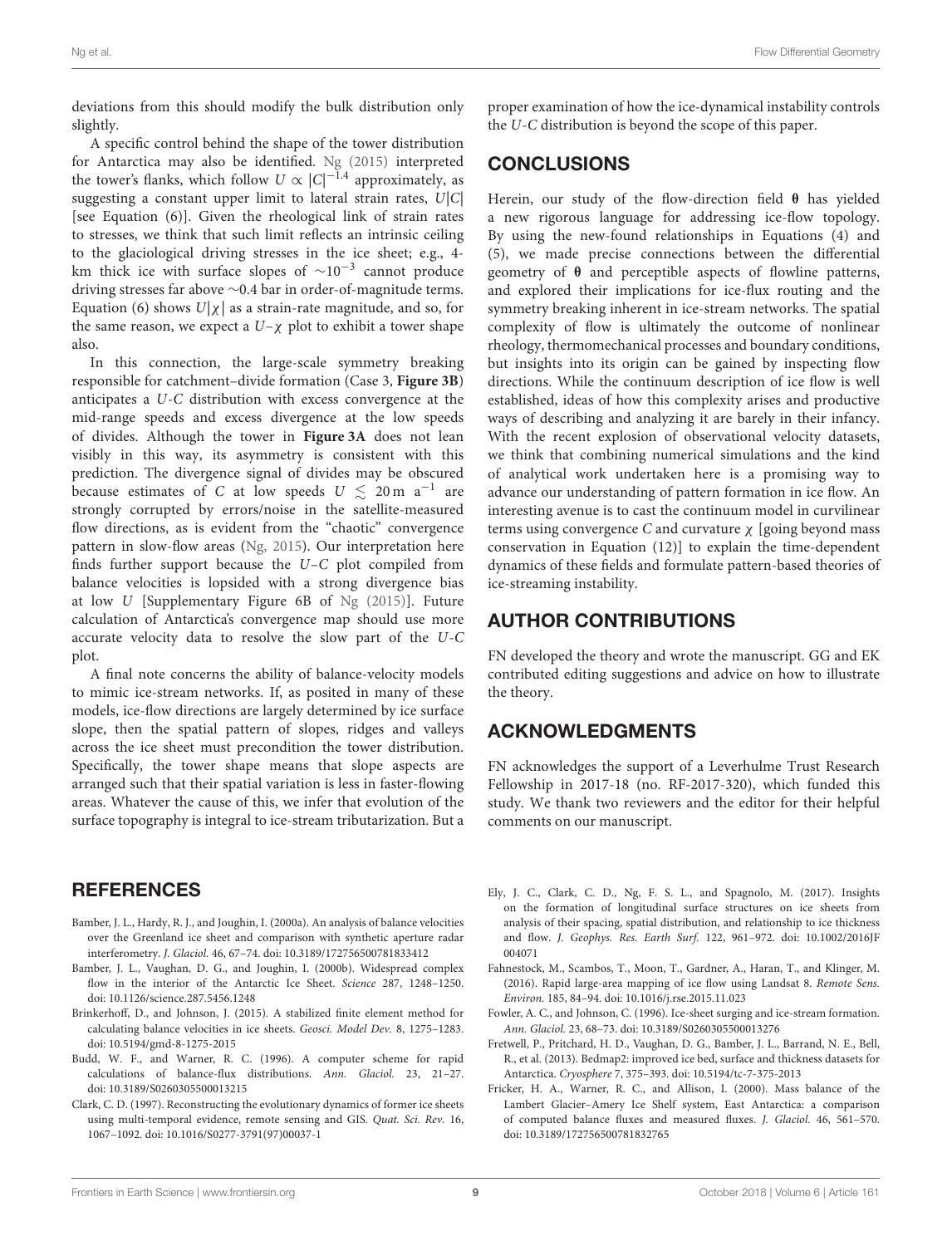deviations from this should modify the bulk distribution only slightly.

A specific control behind the shape of the tower distribution for Antarctica may also be identified. Ng (2015) interpreted the tower's flanks, which follow $U \propto |C|^{-1.4}$ approximately, as suggesting a constant upper limit to lateral strain rates, $U|C|$ [see Equation (6)]. Given the rheological link of strain rates to stresses, we think that such limit reflects an intrinsic ceiling to the glaciological driving stresses in the ice sheet; e.g., 4-km thick ice with surface slopes of $\sim 10^{-3}$ cannot produce driving stresses far above $\sim$0.4 bar in order-of-magnitude terms. Equation (6) shows $U|\chi|$ as a strain-rate magnitude, and so, for the same reason, we expect a $U$–$\chi$ plot to exhibit a tower shape also.

In this connection, the large-scale symmetry breaking responsible for catchment–divide formation (Case 3, **Figure 3B**) anticipates a *U*-*C* distribution with excess convergence at the mid-range speeds and excess divergence at the low speeds of divides. Although the tower in **Figure 3A** does not lean visibly in this way, its asymmetry is consistent with this prediction. The divergence signal of divides may be obscured because estimates of $C$ at low speeds $U \lesssim 20\,\mathrm{m\ a^{-1}}$ are strongly corrupted by errors/noise in the satellite-measured flow directions, as is evident from the "chaotic" convergence pattern in slow-flow areas (Ng, 2015). Our interpretation here finds further support because the $U$–$C$ plot compiled from balance velocities is lopsided with a strong divergence bias at low $U$ [Supplementary Figure 6B of Ng (2015)]. Future calculation of Antarctica's convergence map should use more accurate velocity data to resolve the slow part of the *U*-*C* plot.

A final note concerns the ability of balance-velocity models to mimic ice-stream networks. If, as posited in many of these models, ice-flow directions are largely determined by ice surface slope, then the spatial pattern of slopes, ridges and valleys across the ice sheet must precondition the tower distribution. Specifically, the tower shape means that slope aspects are arranged such that their spatial variation is less in faster-flowing areas. Whatever the cause of this, we infer that evolution of the surface topography is integral to ice-stream tributarization. But a proper examination of how the ice-dynamical instability controls the *U*-*C* distribution is beyond the scope of this paper.

## CONCLUSIONS

Herein, our study of the flow-direction field $\boldsymbol{\theta}$ has yielded a new rigorous language for addressing ice-flow topology. By using the new-found relationships in Equations (4) and (5), we made precise connections between the differential geometry of $\boldsymbol{\theta}$ and perceptible aspects of flowline patterns, and explored their implications for ice-flux routing and the symmetry breaking inherent in ice-stream networks. The spatial complexity of flow is ultimately the outcome of nonlinear rheology, thermomechanical processes and boundary conditions, but insights into its origin can be gained by inspecting flow directions. While the continuum description of ice flow is well established, ideas of how this complexity arises and productive ways of describing and analyzing it are barely in their infancy. With the recent explosion of observational velocity datasets, we think that combining numerical simulations and the kind of analytical work undertaken here is a promising way to advance our understanding of pattern formation in ice flow. An interesting avenue is to cast the continuum model in curvilinear terms using convergence $C$ and curvature $\chi$ [going beyond mass conservation in Equation (12)] to explain the time-dependent dynamics of these fields and formulate pattern-based theories of ice-streaming instability.

## AUTHOR CONTRIBUTIONS

FN developed the theory and wrote the manuscript. GG and EK contributed editing suggestions and advice on how to illustrate the theory.

## ACKNOWLEDGMENTS

FN acknowledges the support of a Leverhulme Trust Research Fellowship in 2017-18 (no. RF-2017-320), which funded this study. We thank two reviewers and the editor for their helpful comments on our manuscript.

## REFERENCES

Bamber, J. L., Hardy, R. J., and Joughin, I. (2000a). An analysis of balance velocities over the Greenland ice sheet and comparison with synthetic aperture radar interferometry. *J. Glaciol.* 46, 67–74. doi: 10.3189/172756500781833412

Bamber, J. L., Vaughan, D. G., and Joughin, I. (2000b). Widespread complex flow in the interior of the Antarctic Ice Sheet. *Science* 287, 1248–1250. doi: 10.1126/science.287.5456.1248

Brinkerhoff, D., and Johnson, J. (2015). A stabilized finite element method for calculating balance velocities in ice sheets. *Geosci. Model Dev.* 8, 1275–1283. doi: 10.5194/gmd-8-1275-2015

Budd, W. F., and Warner, R. C. (1996). A computer scheme for rapid calculations of balance-flux distributions. *Ann. Glaciol.* 23, 21–27. doi: 10.3189/S0260305500013215

Clark, C. D. (1997). Reconstructing the evolutionary dynamics of former ice sheets using multi-temporal evidence, remote sensing and GIS. *Quat. Sci. Rev.* 16, 1067–1092. doi: 10.1016/S0277-3791(97)00037-1

Ely, J. C., Clark, C. D., Ng, F. S. L., and Spagnolo, M. (2017). Insights on the formation of longitudinal surface structures on ice sheets from analysis of their spacing, spatial distribution, and relationship to ice thickness and flow. *J. Geophys. Res. Earth Surf.* 122, 961–972. doi: 10.1002/2016JF004071

Fahnestock, M., Scambos, T., Moon, T., Gardner, A., Haran, T., and Klinger, M. (2016). Rapid large-area mapping of ice flow using Landsat 8. *Remote Sens. Environ.* 185, 84–94. doi: 10.1016/j.rse.2015.11.023

Fowler, A. C., and Johnson, C. (1996). Ice-sheet surging and ice-stream formation. *Ann. Glaciol.* 23, 68–73. doi: 10.3189/S0260305500013276

Fretwell, P., Pritchard, H. D., Vaughan, D. G., Bamber, J. L., Barrand, N. E., Bell, R., et al. (2013). Bedmap2: improved ice bed, surface and thickness datasets for Antarctica. *Cryosphere* 7, 375–393. doi: 10.5194/tc-7-375-2013

Fricker, H. A., Warner, R. C., and Allison, I. (2000). Mass balance of the Lambert Glacier–Amery Ice Shelf system, East Antarctica: a comparison of computed balance fluxes and measured fluxes. *J. Glaciol.* 46, 561–570. doi: 10.3189/172756500781832765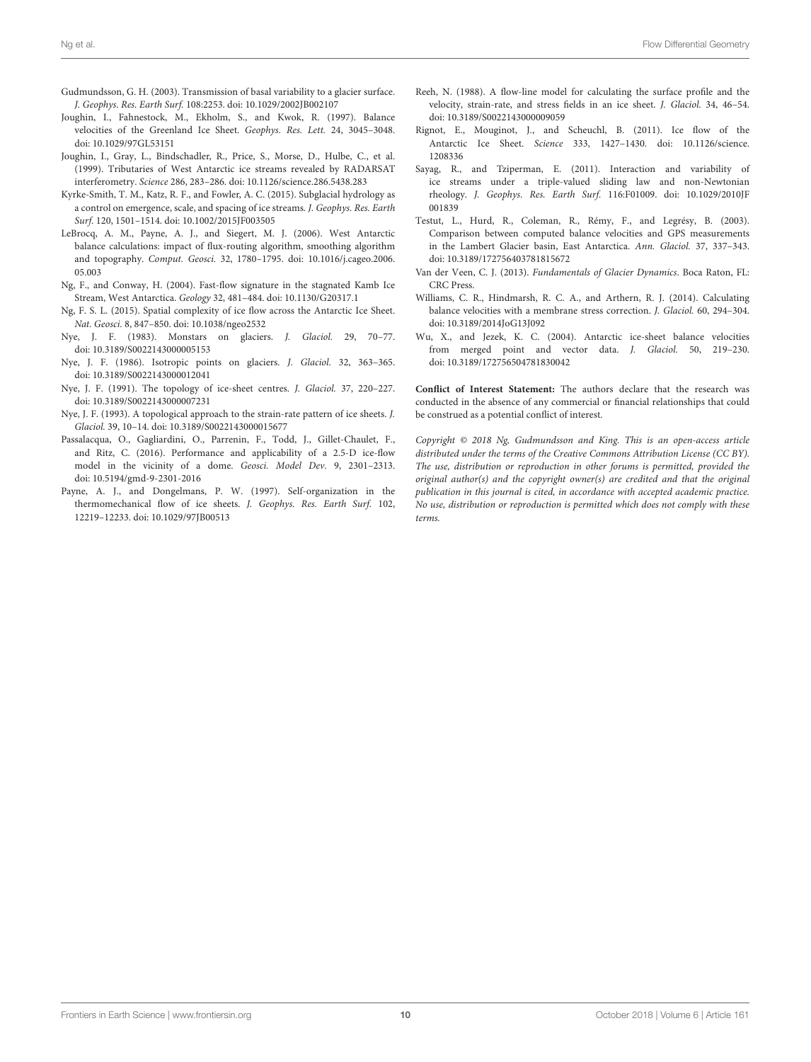Gudmundsson, G. H. (2003). Transmission of basal variability to a glacier surface. *J. Geophys. Res. Earth Surf.* 108:2253. doi: 10.1029/2002JB002107

Joughin, I., Fahnestock, M., Ekholm, S., and Kwok, R. (1997). Balance velocities of the Greenland Ice Sheet. *Geophys. Res. Lett.* 24, 3045–3048. doi: 10.1029/97GL53151

Joughin, I., Gray, L., Bindschadler, R., Price, S., Morse, D., Hulbe, C., et al. (1999). Tributaries of West Antarctic ice streams revealed by RADARSAT interferometry. *Science* 286, 283–286. doi: 10.1126/science.286.5438.283

Kyrke-Smith, T. M., Katz, R. F., and Fowler, A. C. (2015). Subglacial hydrology as a control on emergence, scale, and spacing of ice streams. *J. Geophys. Res. Earth Surf.* 120, 1501–1514. doi: 10.1002/2015JF003505

LeBrocq, A. M., Payne, A. J., and Siegert, M. J. (2006). West Antarctic balance calculations: impact of flux-routing algorithm, smoothing algorithm and topography. *Comput. Geosci.* 32, 1780–1795. doi: 10.1016/j.cageo.2006.05.003

Ng, F., and Conway, H. (2004). Fast-flow signature in the stagnated Kamb Ice Stream, West Antarctica. *Geology* 32, 481–484. doi: 10.1130/G20317.1

Ng, F. S. L. (2015). Spatial complexity of ice flow across the Antarctic Ice Sheet. *Nat. Geosci.* 8, 847–850. doi: 10.1038/ngeo2532

Nye, J. F. (1983). Monstars on glaciers. *J. Glaciol.* 29, 70–77. doi: 10.3189/S0022143000005153

Nye, J. F. (1986). Isotropic points on glaciers. *J. Glaciol.* 32, 363–365. doi: 10.3189/S0022143000012041

Nye, J. F. (1991). The topology of ice-sheet centres. *J. Glaciol.* 37, 220–227. doi: 10.3189/S0022143000007231

Nye, J. F. (1993). A topological approach to the strain-rate pattern of ice sheets. *J. Glaciol.* 39, 10–14. doi: 10.3189/S0022143000015677

Passalacqua, O., Gagliardini, O., Parrenin, F., Todd, J., Gillet-Chaulet, F., and Ritz, C. (2016). Performance and applicability of a 2.5-D ice-flow model in the vicinity of a dome. *Geosci. Model Dev.* 9, 2301–2313. doi: 10.5194/gmd-9-2301-2016

Payne, A. J., and Dongelmans, P. W. (1997). Self-organization in the thermomechanical flow of ice sheets. *J. Geophys. Res. Earth Surf.* 102, 12219–12233. doi: 10.1029/97JB00513

Reeh, N. (1988). A flow-line model for calculating the surface profile and the velocity, strain-rate, and stress fields in an ice sheet. *J. Glaciol.* 34, 46–54. doi: 10.3189/S0022143000009059

Rignot, E., Mouginot, J., and Scheuchl, B. (2011). Ice flow of the Antarctic Ice Sheet. *Science* 333, 1427–1430. doi: 10.1126/science.1208336

Sayag, R., and Tziperman, E. (2011). Interaction and variability of ice streams under a triple-valued sliding law and non-Newtonian rheology. *J. Geophys. Res. Earth Surf.* 116:F01009. doi: 10.1029/2010JF001839

Testut, L., Hurd, R., Coleman, R., Rémy, F., and Legrésy, B. (2003). Comparison between computed balance velocities and GPS measurements in the Lambert Glacier basin, East Antarctica. *Ann. Glaciol.* 37, 337–343. doi: 10.3189/172756403781815672

Van der Veen, C. J. (2013). *Fundamentals of Glacier Dynamics*. Boca Raton, FL: CRC Press.

Williams, C. R., Hindmarsh, R. C. A., and Arthern, R. J. (2014). Calculating balance velocities with a membrane stress correction. *J. Glaciol.* 60, 294–304. doi: 10.3189/2014JoG13J092

Wu, X., and Jezek, K. C. (2004). Antarctic ice-sheet balance velocities from merged point and vector data. *J. Glaciol.* 50, 219–230. doi: 10.3189/172756504781830042

**Conflict of Interest Statement:** The authors declare that the research was conducted in the absence of any commercial or financial relationships that could be construed as a potential conflict of interest.

*Copyright © 2018 Ng, Gudmundsson and King. This is an open-access article distributed under the terms of the Creative Commons Attribution License (CC BY). The use, distribution or reproduction in other forums is permitted, provided the original author(s) and the copyright owner(s) are credited and that the original publication in this journal is cited, in accordance with accepted academic practice. No use, distribution or reproduction is permitted which does not comply with these terms.*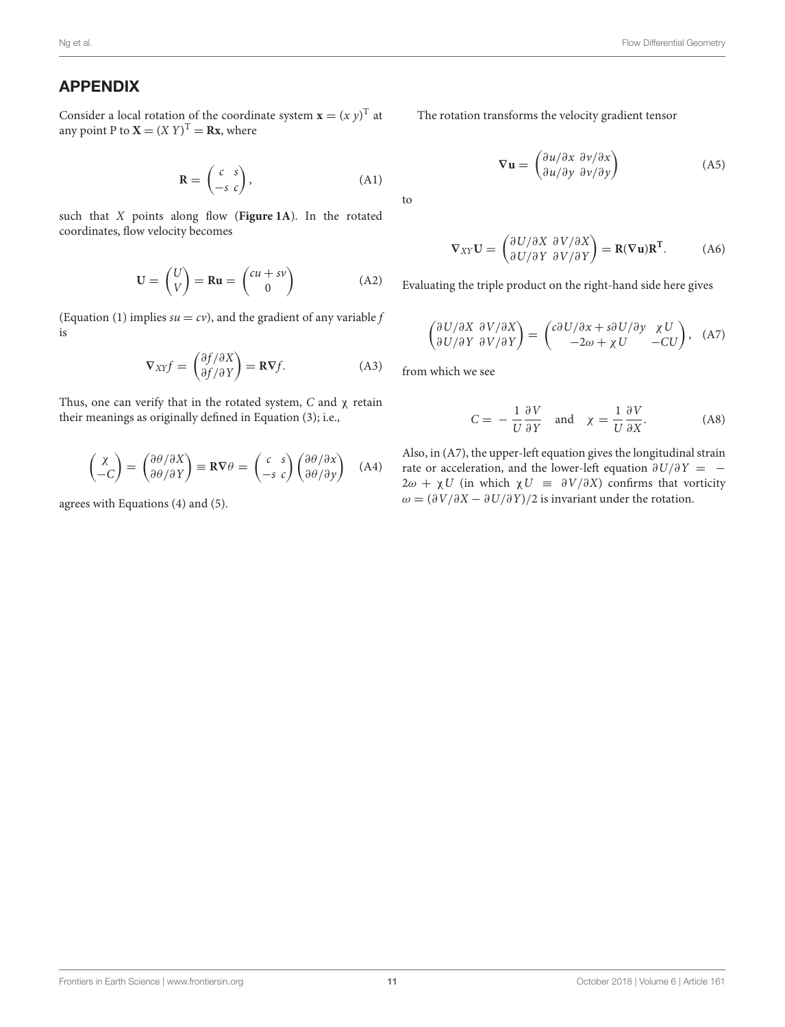## APPENDIX

Consider a local rotation of the coordinate system $\mathbf{x} = (x\ y)^{\mathrm{T}}$ at any point P to $\mathbf{X} = (X\ Y)^{\mathrm{T}} = \mathbf{R}\mathbf{x}$, where

$$\mathbf{R} = \begin{pmatrix} c & s \\ -s & c \end{pmatrix}, \tag{A1}$$

such that $X$ points along flow (**Figure 1A**). In the rotated coordinates, flow velocity becomes

$$\mathbf{U} = \begin{pmatrix} U \\ V \end{pmatrix} = \mathbf{R}\mathbf{u} = \begin{pmatrix} cu + sv \\ 0 \end{pmatrix} \tag{A2}$$

(Equation (1) implies $su = cv$), and the gradient of any variable $f$ is

$$\nabla_{XY} f = \begin{pmatrix} \partial f/\partial X \\ \partial f/\partial Y \end{pmatrix} = \mathbf{R}\nabla f. \tag{A3}$$

Thus, one can verify that in the rotated system, $C$ and $\chi$ retain their meanings as originally defined in Equation (3); i.e.,

$$\begin{pmatrix} \chi \\ -C \end{pmatrix} = \begin{pmatrix} \partial\theta/\partial X \\ \partial\theta/\partial Y \end{pmatrix} \equiv \mathbf{R}\nabla\theta = \begin{pmatrix} c & s \\ -s & c \end{pmatrix} \begin{pmatrix} \partial\theta/\partial x \\ \partial\theta/\partial y \end{pmatrix} \tag{A4}$$

agrees with Equations (4) and (5).

The rotation transforms the velocity gradient tensor

$$\nabla\mathbf{u} = \begin{pmatrix} \partial u/\partial x & \partial v/\partial x \\ \partial u/\partial y & \partial v/\partial y \end{pmatrix} \tag{A5}$$

to

$$\nabla_{XY}\mathbf{U} = \begin{pmatrix} \partial U/\partial X & \partial V/\partial X \\ \partial U/\partial Y & \partial V/\partial Y \end{pmatrix} = \mathbf{R}(\nabla\mathbf{u})\mathbf{R}^{\mathbf{T}}. \tag{A6}$$

Evaluating the triple product on the right-hand side here gives

$$\begin{pmatrix} \partial U/\partial X & \partial V/\partial X \\ \partial U/\partial Y & \partial V/\partial Y \end{pmatrix} = \begin{pmatrix} c\partial U/\partial x + s\partial U/\partial y & \chi U \\ -2\omega + \chi U & -CU \end{pmatrix}, \tag{A7}$$

from which we see

$$C = -\frac{1}{U}\frac{\partial V}{\partial Y} \quad \text{and} \quad \chi = \frac{1}{U}\frac{\partial V}{\partial X}. \tag{A8}$$

Also, in (A7), the upper-left equation gives the longitudinal strain rate or acceleration, and the lower-left equation $\partial U/\partial Y = -2\omega + \chi U$ (in which $\chi U \equiv \partial V/\partial X$) confirms that vorticity $\omega = (\partial V/\partial X - \partial U/\partial Y)/2$ is invariant under the rotation.